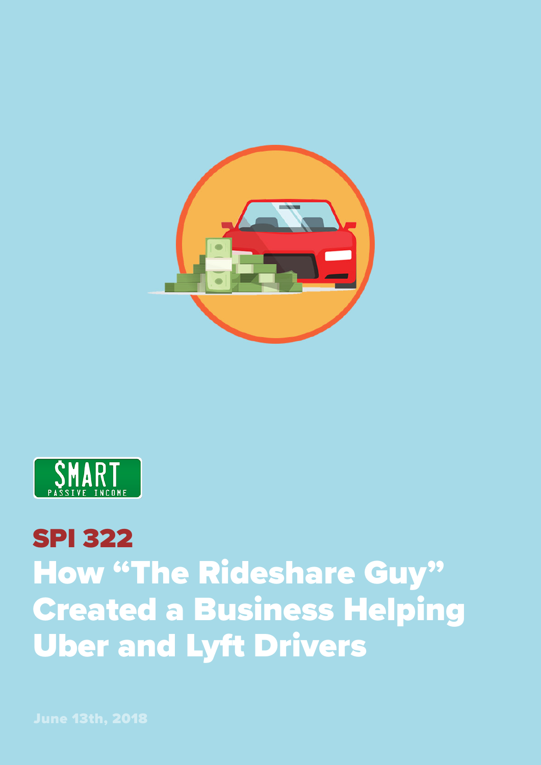SMART PASSIVE INCOME

# SPI 322

# How "The Rideshare Guy" Created a Business Helping Uber and Lyft Drivers

June 13th, 2018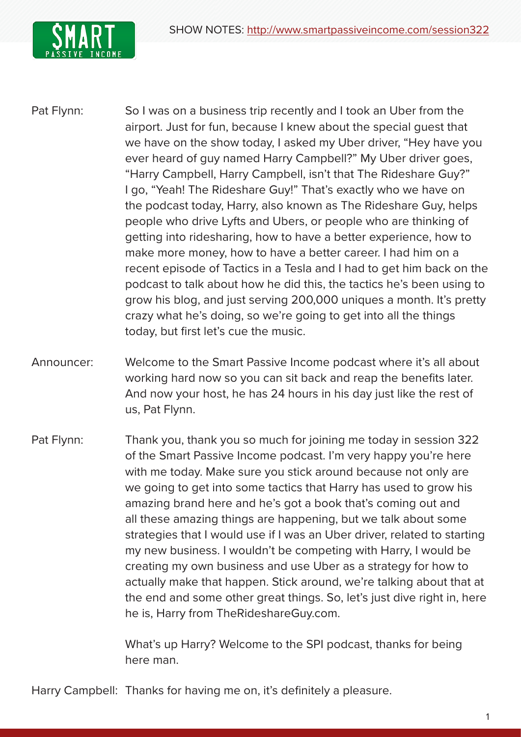**Pat Flynn:** So I was on a business trip recently and I took an Uber from the airport. Just for fun, because I knew about the special guest that we have on the show today, I asked my Uber driver, "Hey have you ever heard of guy named Harry Campbell?" My Uber driver goes, "Harry Campbell, Harry Campbell, isn't that The Rideshare Guy?" I go, "Yeah! The Rideshare Guy!" That's exactly who we have on the podcast today, Harry, also known as The Rideshare Guy, helps people who drive Lyfts and Ubers, or people who are thinking of getting into ridesharing, how to have a better experience, how to make more money, how to have a better career. I had him on a recent episode of Tactics in a Tesla and I had to get him back on the podcast to talk about how he did this, the tactics he's been using to grow his blog, and just serving 200,000 uniques a month. It's pretty crazy what he's doing, so we're going to get into all the things today, but first let's cue the music.

**Announcer:** Welcome to the Smart Passive Income podcast where it's all about working hard now so you can sit back and reap the benefits later. And now your host, he has 24 hours in his day just like the rest of us, Pat Flynn.

**Pat Flynn:** Thank you, thank you so much for joining me today in session 322 of the Smart Passive Income podcast. I'm very happy you're here with me today. Make sure you stick around because not only are we going to get into some tactics that Harry has used to grow his amazing brand here and he's got a book that's coming out and all these amazing things are happening, but we talk about some strategies that I would use if I was an Uber driver, related to starting my new business. I wouldn't be competing with Harry, I would be creating my own business and use Uber as a strategy for how to actually make that happen. Stick around, we're talking about that at the end and some other great things. So, let's just dive right in, here he is, Harry from TheRideshareGuy.com.

What's up Harry? Welcome to the SPI podcast, thanks for being here man.

**Harry Campbell:** Thanks for having me on, it's definitely a pleasure.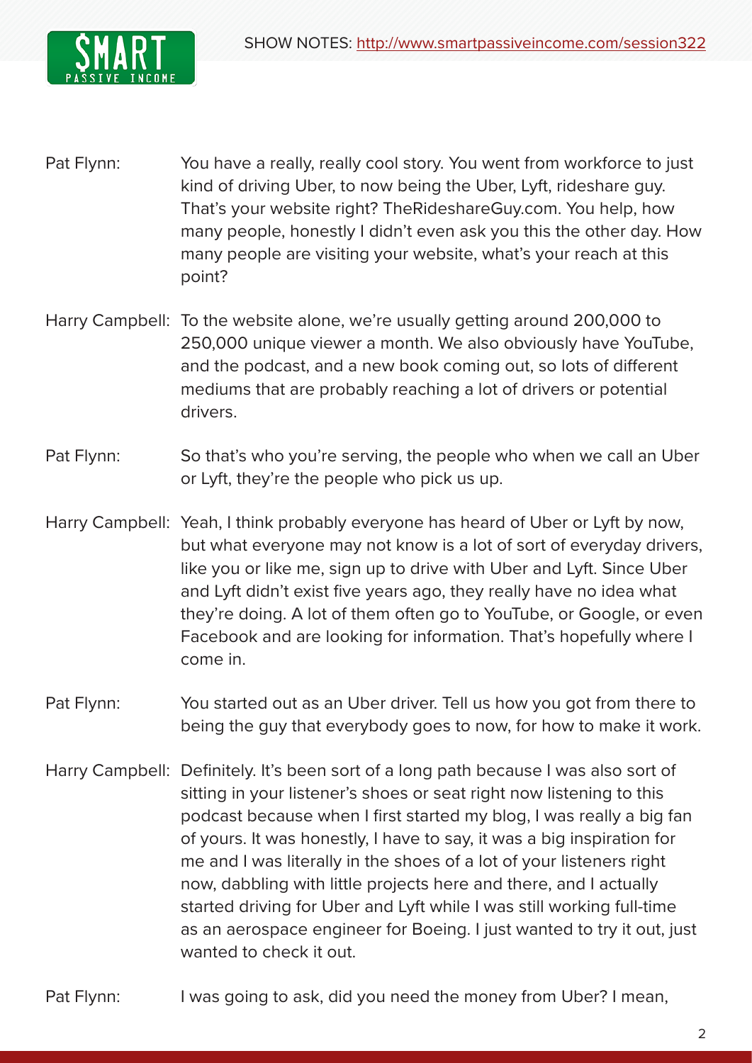**Pat Flynn:** You have a really, really cool story. You went from workforce to just kind of driving Uber, to now being the Uber, Lyft, rideshare guy. That's your website right? TheRideshareGuy.com. You help, how many people, honestly I didn't even ask you this the other day. How many people are visiting your website, what's your reach at this point?

**Harry Campbell:** To the website alone, we're usually getting around 200,000 to 250,000 unique viewer a month. We also obviously have YouTube, and the podcast, and a new book coming out, so lots of different mediums that are probably reaching a lot of drivers or potential drivers.

**Pat Flynn:** So that's who you're serving, the people who when we call an Uber or Lyft, they're the people who pick us up.

**Harry Campbell:** Yeah, I think probably everyone has heard of Uber or Lyft by now, but what everyone may not know is a lot of sort of everyday drivers, like you or like me, sign up to drive with Uber and Lyft. Since Uber and Lyft didn't exist five years ago, they really have no idea what they're doing. A lot of them often go to YouTube, or Google, or even Facebook and are looking for information. That's hopefully where I come in.

**Pat Flynn:** You started out as an Uber driver. Tell us how you got from there to being the guy that everybody goes to now, for how to make it work.

**Harry Campbell:** Definitely. It's been sort of a long path because I was also sort of sitting in your listener's shoes or seat right now listening to this podcast because when I first started my blog, I was really a big fan of yours. It was honestly, I have to say, it was a big inspiration for me and I was literally in the shoes of a lot of your listeners right now, dabbling with little projects here and there, and I actually started driving for Uber and Lyft while I was still working full-time as an aerospace engineer for Boeing. I just wanted to try it out, just wanted to check it out.

**Pat Flynn:** I was going to ask, did you need the money from Uber? I mean,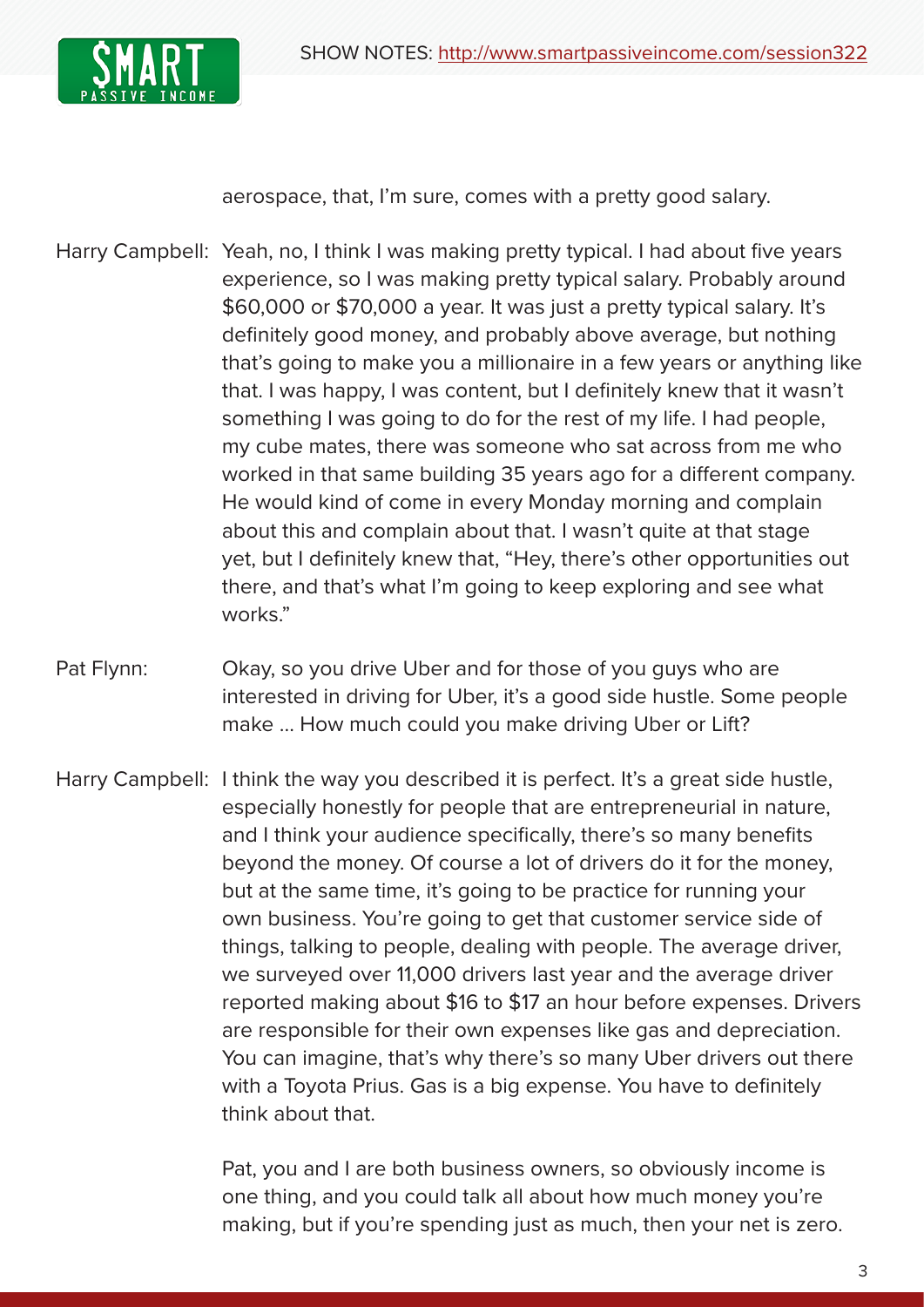aerospace, that, I'm sure, comes with a pretty good salary.

Harry Campbell: Yeah, no, I think I was making pretty typical. I had about five years experience, so I was making pretty typical salary. Probably around $60,000 or $70,000 a year. It was just a pretty typical salary. It's definitely good money, and probably above average, but nothing that's going to make you a millionaire in a few years or anything like that. I was happy, I was content, but I definitely knew that it wasn't something I was going to do for the rest of my life. I had people, my cube mates, there was someone who sat across from me who worked in that same building 35 years ago for a different company. He would kind of come in every Monday morning and complain about this and complain about that. I wasn't quite at that stage yet, but I definitely knew that, "Hey, there's other opportunities out there, and that's what I'm going to keep exploring and see what works."

Pat Flynn: Okay, so you drive Uber and for those of you guys who are interested in driving for Uber, it's a good side hustle. Some people make ... How much could you make driving Uber or Lift?

Harry Campbell: I think the way you described it is perfect. It's a great side hustle, especially honestly for people that are entrepreneurial in nature, and I think your audience specifically, there's so many benefits beyond the money. Of course a lot of drivers do it for the money, but at the same time, it's going to be practice for running your own business. You're going to get that customer service side of things, talking to people, dealing with people. The average driver, we surveyed over 11,000 drivers last year and the average driver reported making about $16 to $17 an hour before expenses. Drivers are responsible for their own expenses like gas and depreciation. You can imagine, that's why there's so many Uber drivers out there with a Toyota Prius. Gas is a big expense. You have to definitely think about that.

Pat, you and I are both business owners, so obviously income is one thing, and you could talk all about how much money you're making, but if you're spending just as much, then your net is zero.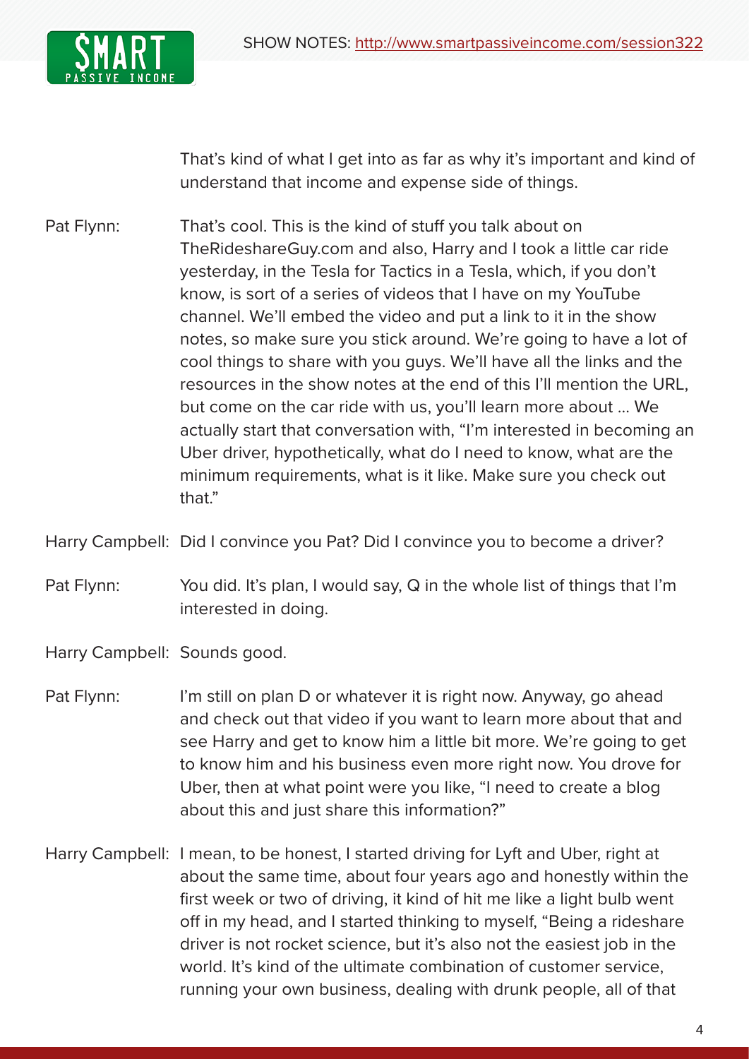That's kind of what I get into as far as why it's important and kind of understand that income and expense side of things.

Pat Flynn: That's cool. This is the kind of stuff you talk about on TheRideshareGuy.com and also, Harry and I took a little car ride yesterday, in the Tesla for Tactics in a Tesla, which, if you don't know, is sort of a series of videos that I have on my YouTube channel. We'll embed the video and put a link to it in the show notes, so make sure you stick around. We're going to have a lot of cool things to share with you guys. We'll have all the links and the resources in the show notes at the end of this I'll mention the URL, but come on the car ride with us, you'll learn more about … We actually start that conversation with, "I'm interested in becoming an Uber driver, hypothetically, what do I need to know, what are the minimum requirements, what is it like. Make sure you check out that."

Harry Campbell: Did I convince you Pat? Did I convince you to become a driver?

Pat Flynn: You did. It's plan, I would say, Q in the whole list of things that I'm interested in doing.

Harry Campbell: Sounds good.

Pat Flynn: I'm still on plan D or whatever it is right now. Anyway, go ahead and check out that video if you want to learn more about that and see Harry and get to know him a little bit more. We're going to get to know him and his business even more right now. You drove for Uber, then at what point were you like, "I need to create a blog about this and just share this information?"

Harry Campbell: I mean, to be honest, I started driving for Lyft and Uber, right at about the same time, about four years ago and honestly within the first week or two of driving, it kind of hit me like a light bulb went off in my head, and I started thinking to myself, "Being a rideshare driver is not rocket science, but it's also not the easiest job in the world. It's kind of the ultimate combination of customer service, running your own business, dealing with drunk people, all of that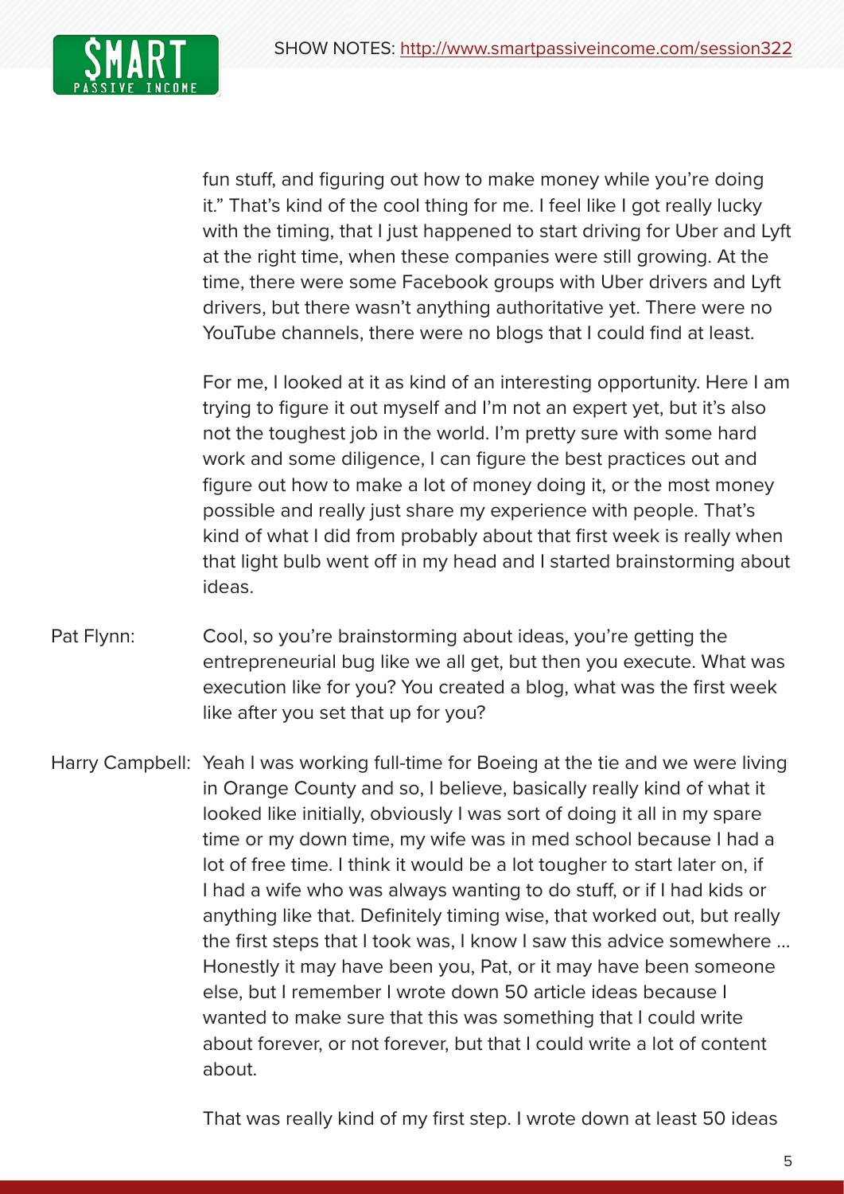fun stuff, and figuring out how to make money while you're doing it." That's kind of the cool thing for me. I feel like I got really lucky with the timing, that I just happened to start driving for Uber and Lyft at the right time, when these companies were still growing. At the time, there were some Facebook groups with Uber drivers and Lyft drivers, but there wasn't anything authoritative yet. There were no YouTube channels, there were no blogs that I could find at least.

For me, I looked at it as kind of an interesting opportunity. Here I am trying to figure it out myself and I'm not an expert yet, but it's also not the toughest job in the world. I'm pretty sure with some hard work and some diligence, I can figure the best practices out and figure out how to make a lot of money doing it, or the most money possible and really just share my experience with people. That's kind of what I did from probably about that first week is really when that light bulb went off in my head and I started brainstorming about ideas.

Pat Flynn: Cool, so you're brainstorming about ideas, you're getting the entrepreneurial bug like we all get, but then you execute. What was execution like for you? You created a blog, what was the first week like after you set that up for you?

Harry Campbell: Yeah I was working full-time for Boeing at the tie and we were living in Orange County and so, I believe, basically really kind of what it looked like initially, obviously I was sort of doing it all in my spare time or my down time, my wife was in med school because I had a lot of free time. I think it would be a lot tougher to start later on, if I had a wife who was always wanting to do stuff, or if I had kids or anything like that. Definitely timing wise, that worked out, but really the first steps that I took was, I know I saw this advice somewhere ... Honestly it may have been you, Pat, or it may have been someone else, but I remember I wrote down 50 article ideas because I wanted to make sure that this was something that I could write about forever, or not forever, but that I could write a lot of content about.

That was really kind of my first step. I wrote down at least 50 ideas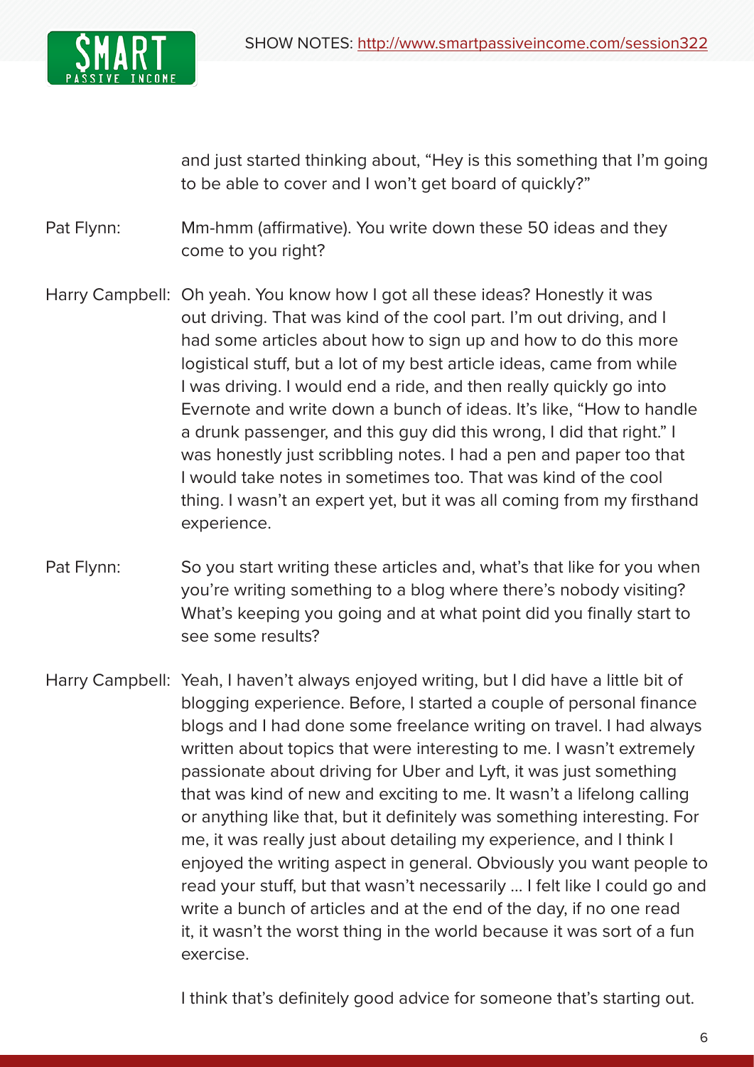and just started thinking about, "Hey is this something that I'm going to be able to cover and I won't get board of quickly?"

Pat Flynn: Mm-hmm (affirmative). You write down these 50 ideas and they come to you right?

Harry Campbell: Oh yeah. You know how I got all these ideas? Honestly it was out driving. That was kind of the cool part. I'm out driving, and I had some articles about how to sign up and how to do this more logistical stuff, but a lot of my best article ideas, came from while I was driving. I would end a ride, and then really quickly go into Evernote and write down a bunch of ideas. It's like, "How to handle a drunk passenger, and this guy did this wrong, I did that right." I was honestly just scribbling notes. I had a pen and paper too that I would take notes in sometimes too. That was kind of the cool thing. I wasn't an expert yet, but it was all coming from my firsthand experience.

Pat Flynn: So you start writing these articles and, what's that like for you when you're writing something to a blog where there's nobody visiting? What's keeping you going and at what point did you finally start to see some results?

Harry Campbell: Yeah, I haven't always enjoyed writing, but I did have a little bit of blogging experience. Before, I started a couple of personal finance blogs and I had done some freelance writing on travel. I had always written about topics that were interesting to me. I wasn't extremely passionate about driving for Uber and Lyft, it was just something that was kind of new and exciting to me. It wasn't a lifelong calling or anything like that, but it definitely was something interesting. For me, it was really just about detailing my experience, and I think I enjoyed the writing aspect in general. Obviously you want people to read your stuff, but that wasn't necessarily ... I felt like I could go and write a bunch of articles and at the end of the day, if no one read it, it wasn't the worst thing in the world because it was sort of a fun exercise.

I think that's definitely good advice for someone that's starting out.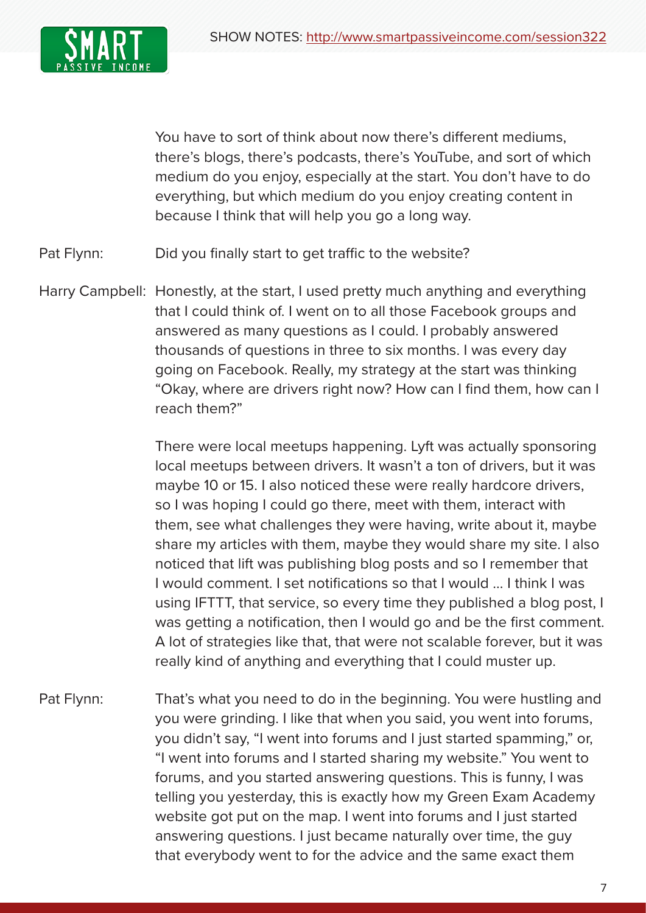You have to sort of think about now there's different mediums, there's blogs, there's podcasts, there's YouTube, and sort of which medium do you enjoy, especially at the start. You don't have to do everything, but which medium do you enjoy creating content in because I think that will help you go a long way.

**Pat Flynn:** Did you finally start to get traffic to the website?

**Harry Campbell:** Honestly, at the start, I used pretty much anything and everything that I could think of. I went on to all those Facebook groups and answered as many questions as I could. I probably answered thousands of questions in three to six months. I was every day going on Facebook. Really, my strategy at the start was thinking "Okay, where are drivers right now? How can I find them, how can I reach them?"

There were local meetups happening. Lyft was actually sponsoring local meetups between drivers. It wasn't a ton of drivers, but it was maybe 10 or 15. I also noticed these were really hardcore drivers, so I was hoping I could go there, meet with them, interact with them, see what challenges they were having, write about it, maybe share my articles with them, maybe they would share my site. I also noticed that lift was publishing blog posts and so I remember that I would comment. I set notifications so that I would ... I think I was using IFTTT, that service, so every time they published a blog post, I was getting a notification, then I would go and be the first comment. A lot of strategies like that, that were not scalable forever, but it was really kind of anything and everything that I could muster up.

**Pat Flynn:** That's what you need to do in the beginning. You were hustling and you were grinding. I like that when you said, you went into forums, you didn't say, "I went into forums and I just started spamming," or, "I went into forums and I started sharing my website." You went to forums, and you started answering questions. This is funny, I was telling you yesterday, this is exactly how my Green Exam Academy website got put on the map. I went into forums and I just started answering questions. I just became naturally over time, the guy that everybody went to for the advice and the same exact them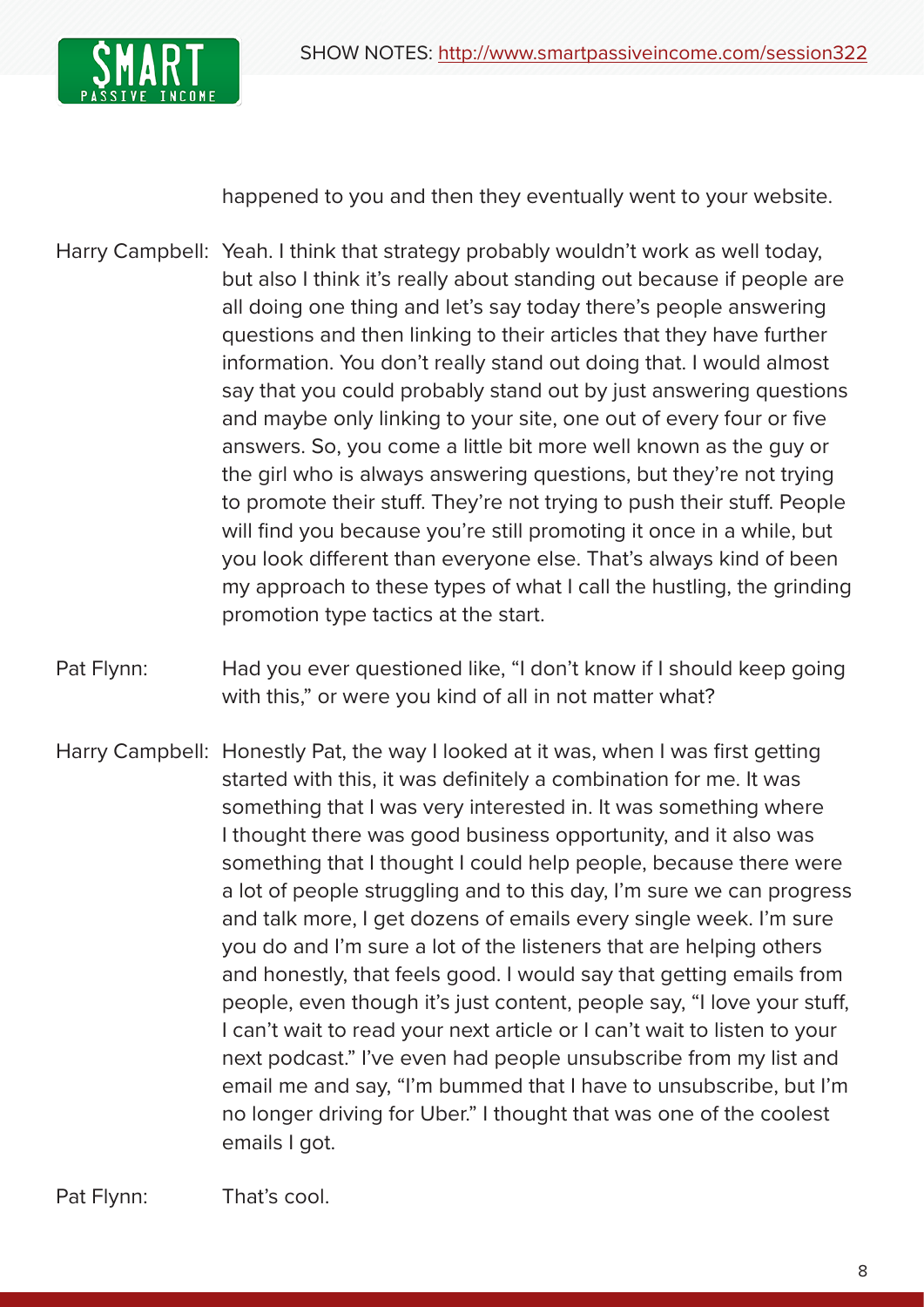happened to you and then they eventually went to your website.

Harry Campbell: Yeah. I think that strategy probably wouldn't work as well today, but also I think it's really about standing out because if people are all doing one thing and let's say today there's people answering questions and then linking to their articles that they have further information. You don't really stand out doing that. I would almost say that you could probably stand out by just answering questions and maybe only linking to your site, one out of every four or five answers. So, you come a little bit more well known as the guy or the girl who is always answering questions, but they're not trying to promote their stuff. They're not trying to push their stuff. People will find you because you're still promoting it once in a while, but you look different than everyone else. That's always kind of been my approach to these types of what I call the hustling, the grinding promotion type tactics at the start.

Pat Flynn: Had you ever questioned like, "I don't know if I should keep going with this," or were you kind of all in not matter what?

Harry Campbell: Honestly Pat, the way I looked at it was, when I was first getting started with this, it was definitely a combination for me. It was something that I was very interested in. It was something where I thought there was good business opportunity, and it also was something that I thought I could help people, because there were a lot of people struggling and to this day, I'm sure we can progress and talk more, I get dozens of emails every single week. I'm sure you do and I'm sure a lot of the listeners that are helping others and honestly, that feels good. I would say that getting emails from people, even though it's just content, people say, "I love your stuff, I can't wait to read your next article or I can't wait to listen to your next podcast." I've even had people unsubscribe from my list and email me and say, "I'm bummed that I have to unsubscribe, but I'm no longer driving for Uber." I thought that was one of the coolest emails I got.

Pat Flynn: That's cool.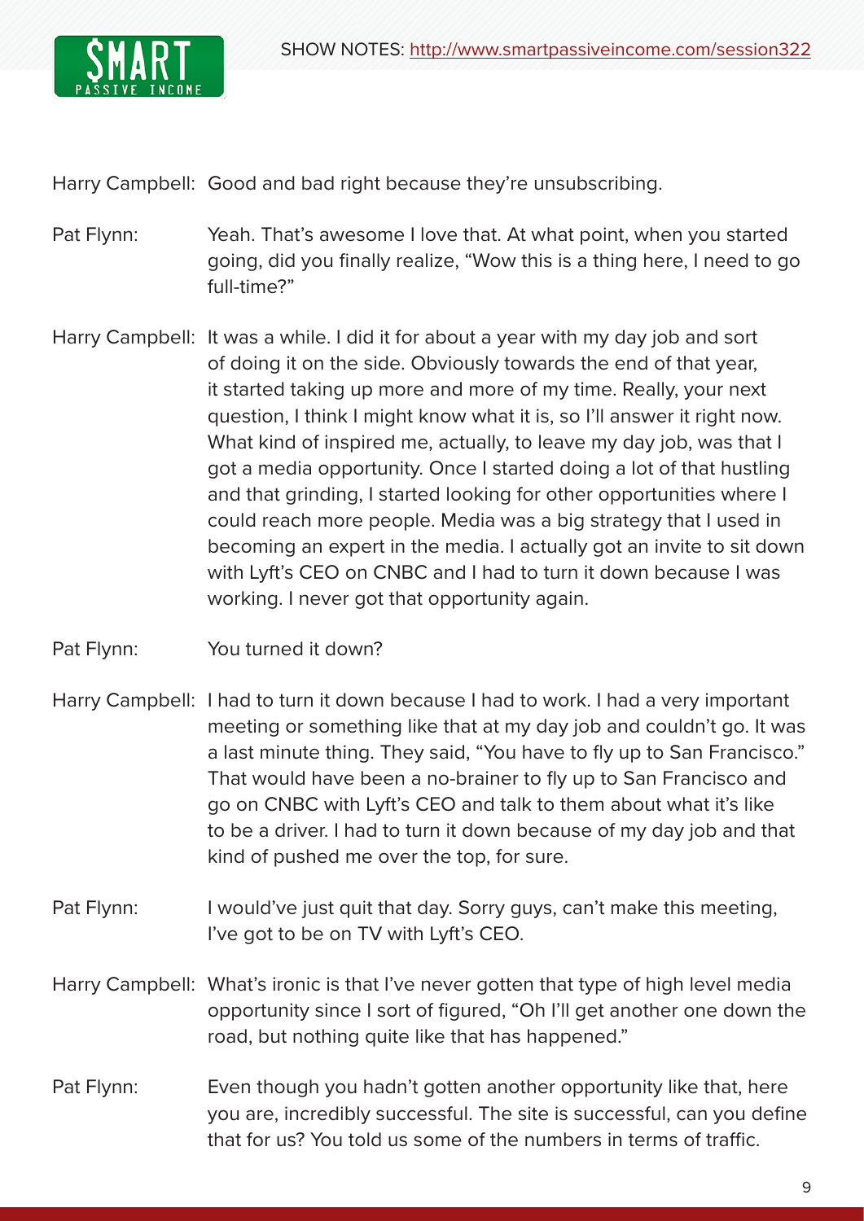Harry Campbell: Good and bad right because they're unsubscribing.

Pat Flynn: Yeah. That's awesome I love that. At what point, when you started going, did you finally realize, "Wow this is a thing here, I need to go full-time?"

Harry Campbell: It was a while. I did it for about a year with my day job and sort of doing it on the side. Obviously towards the end of that year, it started taking up more and more of my time. Really, your next question, I think I might know what it is, so I'll answer it right now. What kind of inspired me, actually, to leave my day job, was that I got a media opportunity. Once I started doing a lot of that hustling and that grinding, I started looking for other opportunities where I could reach more people. Media was a big strategy that I used in becoming an expert in the media. I actually got an invite to sit down with Lyft's CEO on CNBC and I had to turn it down because I was working. I never got that opportunity again.

Pat Flynn: You turned it down?

Harry Campbell: I had to turn it down because I had to work. I had a very important meeting or something like that at my day job and couldn't go. It was a last minute thing. They said, "You have to fly up to San Francisco." That would have been a no-brainer to fly up to San Francisco and go on CNBC with Lyft's CEO and talk to them about what it's like to be a driver. I had to turn it down because of my day job and that kind of pushed me over the top, for sure.

Pat Flynn: I would've just quit that day. Sorry guys, can't make this meeting, I've got to be on TV with Lyft's CEO.

Harry Campbell: What's ironic is that I've never gotten that type of high level media opportunity since I sort of figured, "Oh I'll get another one down the road, but nothing quite like that has happened."

Pat Flynn: Even though you hadn't gotten another opportunity like that, here you are, incredibly successful. The site is successful, can you define that for us? You told us some of the numbers in terms of traffic.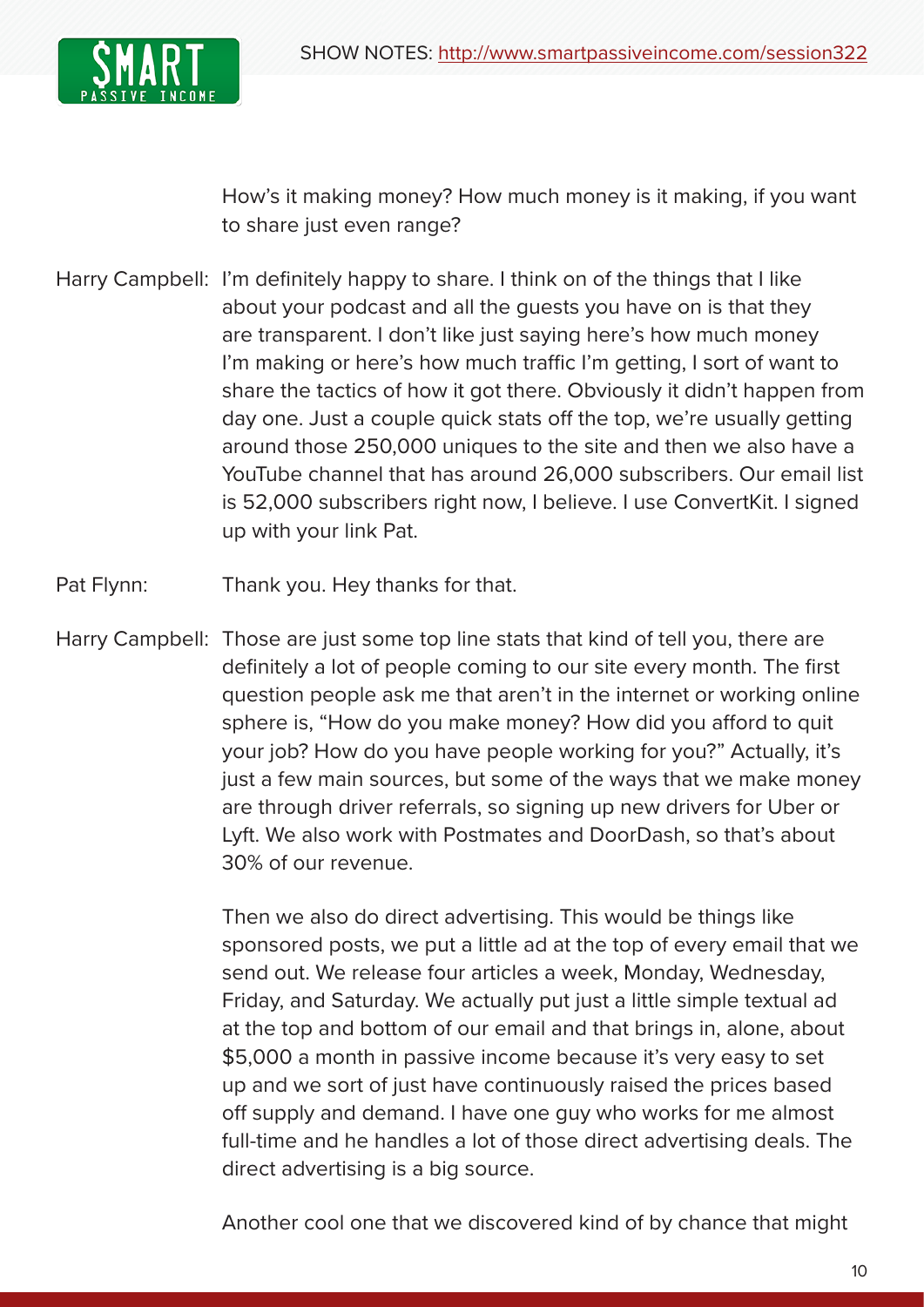How's it making money? How much money is it making, if you want to share just even range?

Harry Campbell: I'm definitely happy to share. I think on of the things that I like about your podcast and all the guests you have on is that they are transparent. I don't like just saying here's how much money I'm making or here's how much traffic I'm getting, I sort of want to share the tactics of how it got there. Obviously it didn't happen from day one. Just a couple quick stats off the top, we're usually getting around those 250,000 uniques to the site and then we also have a YouTube channel that has around 26,000 subscribers. Our email list is 52,000 subscribers right now, I believe. I use ConvertKit. I signed up with your link Pat.

Pat Flynn: Thank you. Hey thanks for that.

Harry Campbell: Those are just some top line stats that kind of tell you, there are definitely a lot of people coming to our site every month. The first question people ask me that aren't in the internet or working online sphere is, "How do you make money? How did you afford to quit your job? How do you have people working for you?" Actually, it's just a few main sources, but some of the ways that we make money are through driver referrals, so signing up new drivers for Uber or Lyft. We also work with Postmates and DoorDash, so that's about 30% of our revenue.

Then we also do direct advertising. This would be things like sponsored posts, we put a little ad at the top of every email that we send out. We release four articles a week, Monday, Wednesday, Friday, and Saturday. We actually put just a little simple textual ad at the top and bottom of our email and that brings in, alone, about $5,000 a month in passive income because it's very easy to set up and we sort of just have continuously raised the prices based off supply and demand. I have one guy who works for me almost full-time and he handles a lot of those direct advertising deals. The direct advertising is a big source.

Another cool one that we discovered kind of by chance that might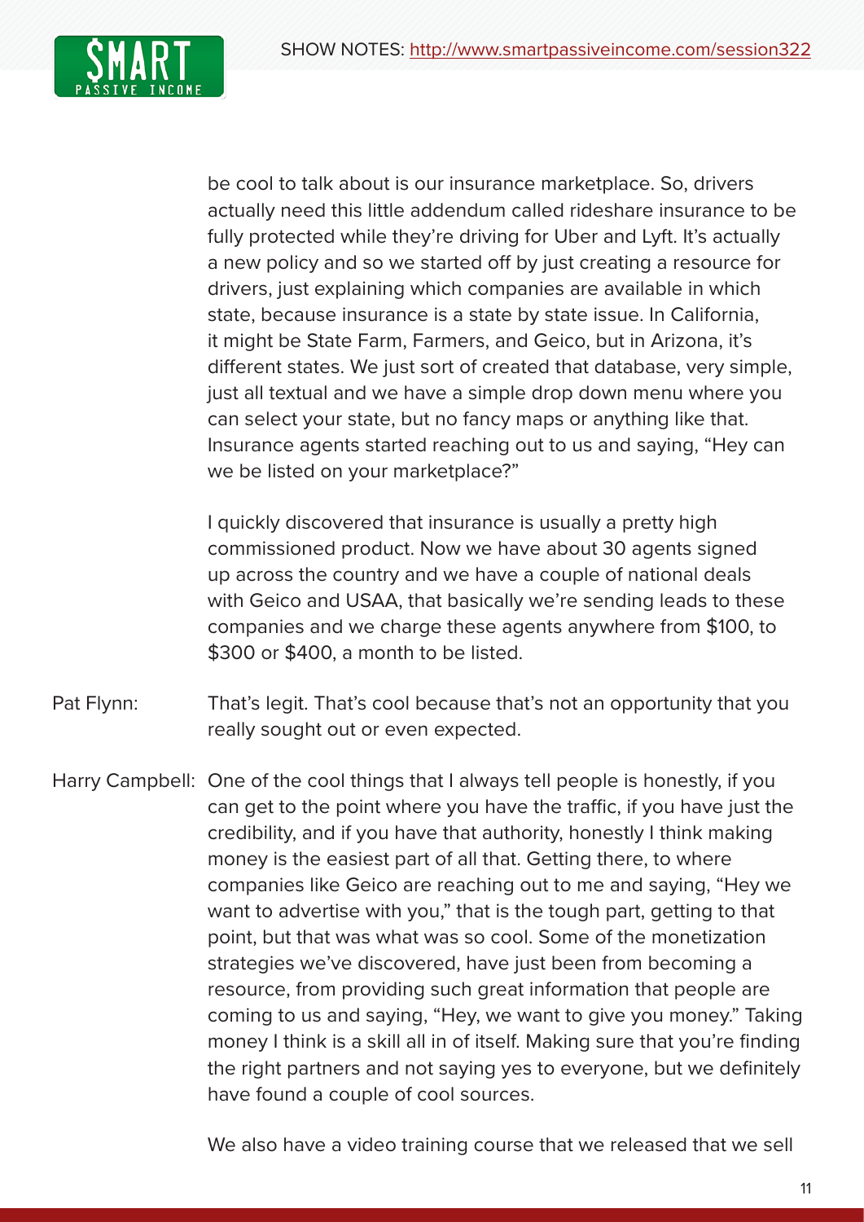be cool to talk about is our insurance marketplace. So, drivers actually need this little addendum called rideshare insurance to be fully protected while they're driving for Uber and Lyft. It's actually a new policy and so we started off by just creating a resource for drivers, just explaining which companies are available in which state, because insurance is a state by state issue. In California, it might be State Farm, Farmers, and Geico, but in Arizona, it's different states. We just sort of created that database, very simple, just all textual and we have a simple drop down menu where you can select your state, but no fancy maps or anything like that. Insurance agents started reaching out to us and saying, "Hey can we be listed on your marketplace?"

I quickly discovered that insurance is usually a pretty high commissioned product. Now we have about 30 agents signed up across the country and we have a couple of national deals with Geico and USAA, that basically we're sending leads to these companies and we charge these agents anywhere from $100, to $300 or $400, a month to be listed.

Pat Flynn: That's legit. That's cool because that's not an opportunity that you really sought out or even expected.

Harry Campbell: One of the cool things that I always tell people is honestly, if you can get to the point where you have the traffic, if you have just the credibility, and if you have that authority, honestly I think making money is the easiest part of all that. Getting there, to where companies like Geico are reaching out to me and saying, "Hey we want to advertise with you," that is the tough part, getting to that point, but that was what was so cool. Some of the monetization strategies we've discovered, have just been from becoming a resource, from providing such great information that people are coming to us and saying, "Hey, we want to give you money." Taking money I think is a skill all in of itself. Making sure that you're finding the right partners and not saying yes to everyone, but we definitely have found a couple of cool sources.

We also have a video training course that we released that we sell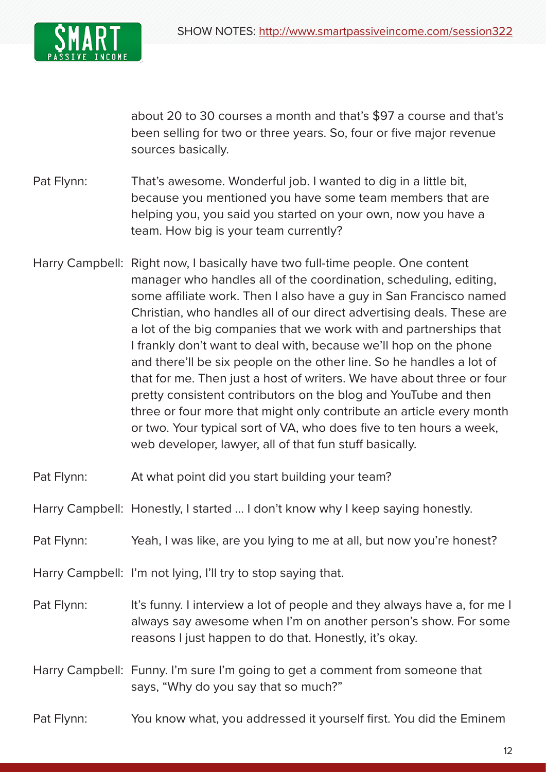about 20 to 30 courses a month and that's $97 a course and that's been selling for two or three years. So, four or five major revenue sources basically.

Pat Flynn: That's awesome. Wonderful job. I wanted to dig in a little bit, because you mentioned you have some team members that are helping you, you said you started on your own, now you have a team. How big is your team currently?

Harry Campbell: Right now, I basically have two full-time people. One content manager who handles all of the coordination, scheduling, editing, some affiliate work. Then I also have a guy in San Francisco named Christian, who handles all of our direct advertising deals. These are a lot of the big companies that we work with and partnerships that I frankly don't want to deal with, because we'll hop on the phone and there'll be six people on the other line. So he handles a lot of that for me. Then just a host of writers. We have about three or four pretty consistent contributors on the blog and YouTube and then three or four more that might only contribute an article every month or two. Your typical sort of VA, who does five to ten hours a week, web developer, lawyer, all of that fun stuff basically.

Pat Flynn: At what point did you start building your team?

Harry Campbell: Honestly, I started ... I don't know why I keep saying honestly.

Pat Flynn: Yeah, I was like, are you lying to me at all, but now you're honest?

Harry Campbell: I'm not lying, I'll try to stop saying that.

Pat Flynn: It's funny. I interview a lot of people and they always have a, for me I always say awesome when I'm on another person's show. For some reasons I just happen to do that. Honestly, it's okay.

Harry Campbell: Funny. I'm sure I'm going to get a comment from someone that says, "Why do you say that so much?"

Pat Flynn: You know what, you addressed it yourself first. You did the Eminem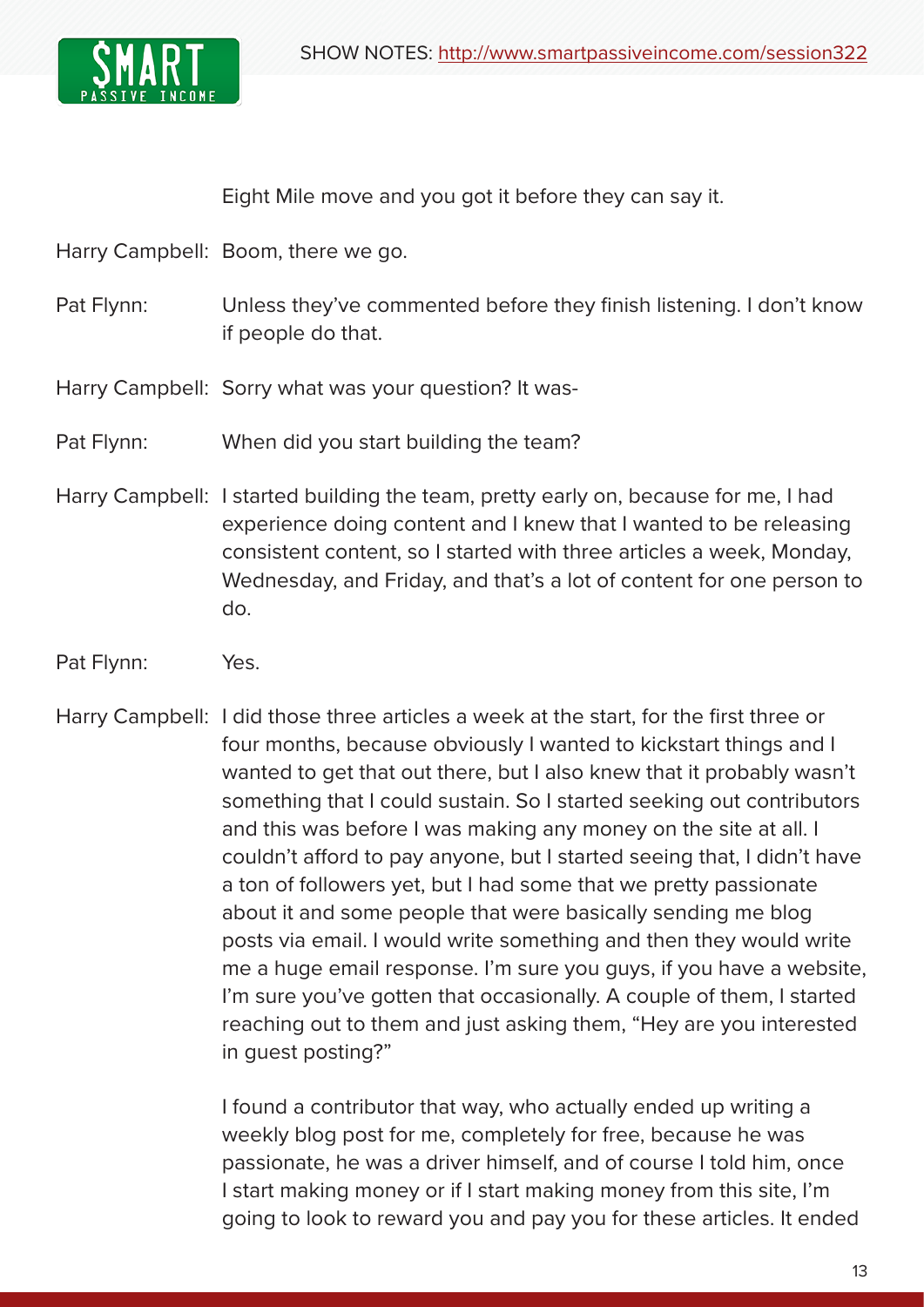Eight Mile move and you got it before they can say it.

Harry Campbell: Boom, there we go.

Pat Flynn: Unless they've commented before they finish listening. I don't know if people do that.

Harry Campbell: Sorry what was your question? It was-

Pat Flynn: When did you start building the team?

Harry Campbell: I started building the team, pretty early on, because for me, I had experience doing content and I knew that I wanted to be releasing consistent content, so I started with three articles a week, Monday, Wednesday, and Friday, and that's a lot of content for one person to do.

Pat Flynn: Yes.

Harry Campbell: I did those three articles a week at the start, for the first three or four months, because obviously I wanted to kickstart things and I wanted to get that out there, but I also knew that it probably wasn't something that I could sustain. So I started seeking out contributors and this was before I was making any money on the site at all. I couldn't afford to pay anyone, but I started seeing that, I didn't have a ton of followers yet, but I had some that we pretty passionate about it and some people that were basically sending me blog posts via email. I would write something and then they would write me a huge email response. I'm sure you guys, if you have a website, I'm sure you've gotten that occasionally. A couple of them, I started reaching out to them and just asking them, "Hey are you interested in guest posting?"

I found a contributor that way, who actually ended up writing a weekly blog post for me, completely for free, because he was passionate, he was a driver himself, and of course I told him, once I start making money or if I start making money from this site, I'm going to look to reward you and pay you for these articles. It ended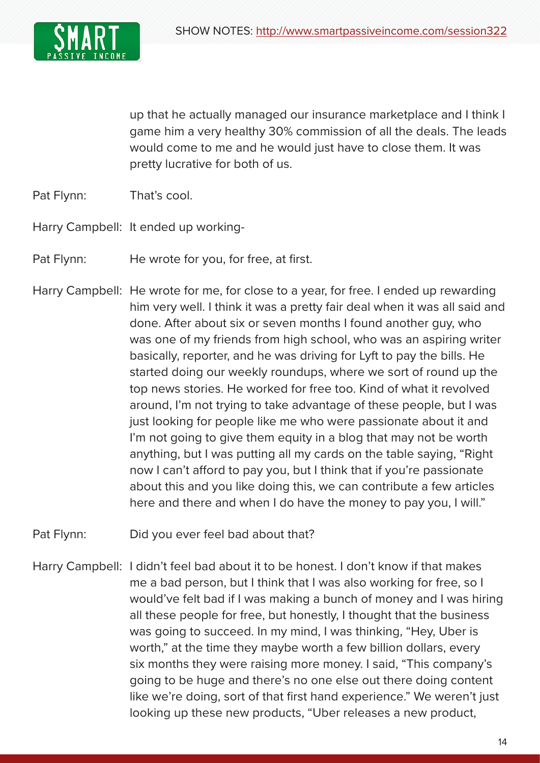up that he actually managed our insurance marketplace and I think I game him a very healthy 30% commission of all the deals. The leads would come to me and he would just have to close them. It was pretty lucrative for both of us.

Pat Flynn: That's cool.

Harry Campbell: It ended up working-

Pat Flynn: He wrote for you, for free, at first.

Harry Campbell: He wrote for me, for close to a year, for free. I ended up rewarding him very well. I think it was a pretty fair deal when it was all said and done. After about six or seven months I found another guy, who was one of my friends from high school, who was an aspiring writer basically, reporter, and he was driving for Lyft to pay the bills. He started doing our weekly roundups, where we sort of round up the top news stories. He worked for free too. Kind of what it revolved around, I'm not trying to take advantage of these people, but I was just looking for people like me who were passionate about it and I'm not going to give them equity in a blog that may not be worth anything, but I was putting all my cards on the table saying, "Right now I can't afford to pay you, but I think that if you're passionate about this and you like doing this, we can contribute a few articles here and there and when I do have the money to pay you, I will."

Pat Flynn: Did you ever feel bad about that?

Harry Campbell: I didn't feel bad about it to be honest. I don't know if that makes me a bad person, but I think that I was also working for free, so I would've felt bad if I was making a bunch of money and I was hiring all these people for free, but honestly, I thought that the business was going to succeed. In my mind, I was thinking, "Hey, Uber is worth," at the time they maybe worth a few billion dollars, every six months they were raising more money. I said, "This company's going to be huge and there's no one else out there doing content like we're doing, sort of that first hand experience." We weren't just looking up these new products, "Uber releases a new product,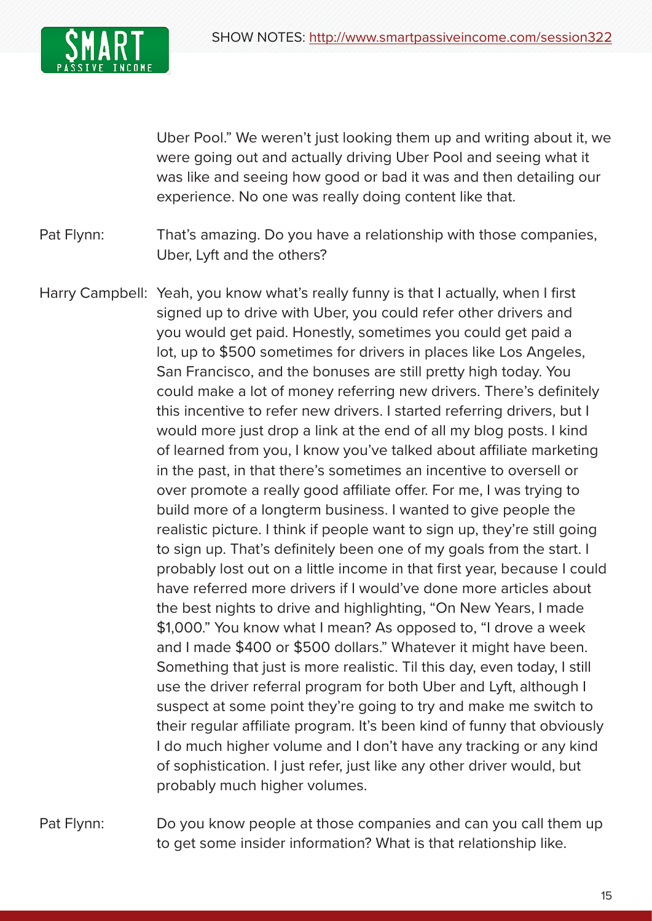Uber Pool." We weren't just looking them up and writing about it, we were going out and actually driving Uber Pool and seeing what it was like and seeing how good or bad it was and then detailing our experience. No one was really doing content like that.

Pat Flynn: That's amazing. Do you have a relationship with those companies, Uber, Lyft and the others?

Harry Campbell: Yeah, you know what's really funny is that I actually, when I first signed up to drive with Uber, you could refer other drivers and you would get paid. Honestly, sometimes you could get paid a lot, up to $500 sometimes for drivers in places like Los Angeles, San Francisco, and the bonuses are still pretty high today. You could make a lot of money referring new drivers. There's definitely this incentive to refer new drivers. I started referring drivers, but I would more just drop a link at the end of all my blog posts. I kind of learned from you, I know you've talked about affiliate marketing in the past, in that there's sometimes an incentive to oversell or over promote a really good affiliate offer. For me, I was trying to build more of a longterm business. I wanted to give people the realistic picture. I think if people want to sign up, they're still going to sign up. That's definitely been one of my goals from the start. I probably lost out on a little income in that first year, because I could have referred more drivers if I would've done more articles about the best nights to drive and highlighting, "On New Years, I made $1,000." You know what I mean? As opposed to, "I drove a week and I made $400 or $500 dollars." Whatever it might have been. Something that just is more realistic. Til this day, even today, I still use the driver referral program for both Uber and Lyft, although I suspect at some point they're going to try and make me switch to their regular affiliate program. It's been kind of funny that obviously I do much higher volume and I don't have any tracking or any kind of sophistication. I just refer, just like any other driver would, but probably much higher volumes.

Pat Flynn: Do you know people at those companies and can you call them up to get some insider information? What is that relationship like.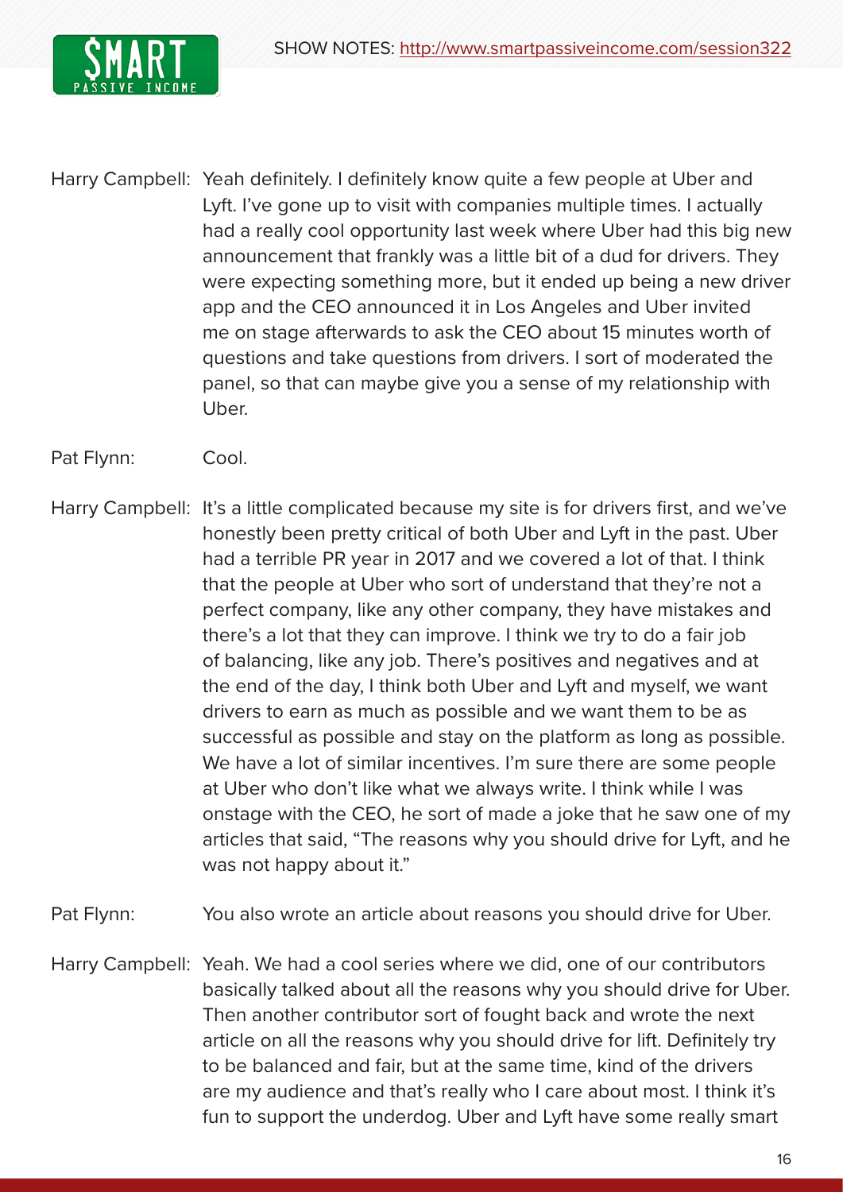Harry Campbell: Yeah definitely. I definitely know quite a few people at Uber and Lyft. I've gone up to visit with companies multiple times. I actually had a really cool opportunity last week where Uber had this big new announcement that frankly was a little bit of a dud for drivers. They were expecting something more, but it ended up being a new driver app and the CEO announced it in Los Angeles and Uber invited me on stage afterwards to ask the CEO about 15 minutes worth of questions and take questions from drivers. I sort of moderated the panel, so that can maybe give you a sense of my relationship with Uber.

Pat Flynn: Cool.

Harry Campbell: It's a little complicated because my site is for drivers first, and we've honestly been pretty critical of both Uber and Lyft in the past. Uber had a terrible PR year in 2017 and we covered a lot of that. I think that the people at Uber who sort of understand that they're not a perfect company, like any other company, they have mistakes and there's a lot that they can improve. I think we try to do a fair job of balancing, like any job. There's positives and negatives and at the end of the day, I think both Uber and Lyft and myself, we want drivers to earn as much as possible and we want them to be as successful as possible and stay on the platform as long as possible. We have a lot of similar incentives. I'm sure there are some people at Uber who don't like what we always write. I think while I was onstage with the CEO, he sort of made a joke that he saw one of my articles that said, "The reasons why you should drive for Lyft, and he was not happy about it."

Pat Flynn: You also wrote an article about reasons you should drive for Uber.

Harry Campbell: Yeah. We had a cool series where we did, one of our contributors basically talked about all the reasons why you should drive for Uber. Then another contributor sort of fought back and wrote the next article on all the reasons why you should drive for lift. Definitely try to be balanced and fair, but at the same time, kind of the drivers are my audience and that's really who I care about most. I think it's fun to support the underdog. Uber and Lyft have some really smart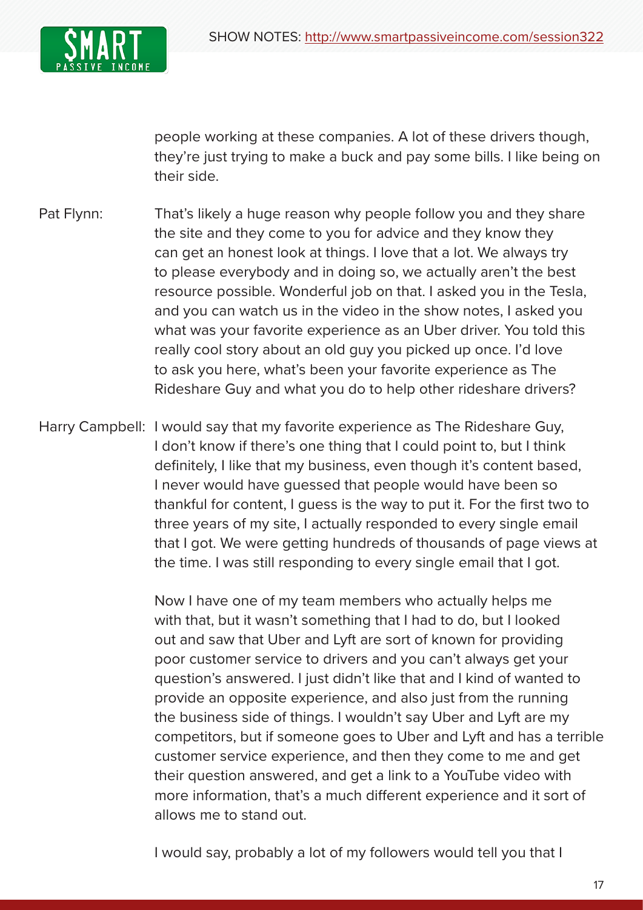people working at these companies. A lot of these drivers though, they're just trying to make a buck and pay some bills. I like being on their side.

Pat Flynn: That's likely a huge reason why people follow you and they share the site and they come to you for advice and they know they can get an honest look at things. I love that a lot. We always try to please everybody and in doing so, we actually aren't the best resource possible. Wonderful job on that. I asked you in the Tesla, and you can watch us in the video in the show notes, I asked you what was your favorite experience as an Uber driver. You told this really cool story about an old guy you picked up once. I'd love to ask you here, what's been your favorite experience as The Rideshare Guy and what you do to help other rideshare drivers?

Harry Campbell: I would say that my favorite experience as The Rideshare Guy, I don't know if there's one thing that I could point to, but I think definitely, I like that my business, even though it's content based, I never would have guessed that people would have been so thankful for content, I guess is the way to put it. For the first two to three years of my site, I actually responded to every single email that I got. We were getting hundreds of thousands of page views at the time. I was still responding to every single email that I got.

Now I have one of my team members who actually helps me with that, but it wasn't something that I had to do, but I looked out and saw that Uber and Lyft are sort of known for providing poor customer service to drivers and you can't always get your question's answered. I just didn't like that and I kind of wanted to provide an opposite experience, and also just from the running the business side of things. I wouldn't say Uber and Lyft are my competitors, but if someone goes to Uber and Lyft and has a terrible customer service experience, and then they come to me and get their question answered, and get a link to a YouTube video with more information, that's a much different experience and it sort of allows me to stand out.

I would say, probably a lot of my followers would tell you that I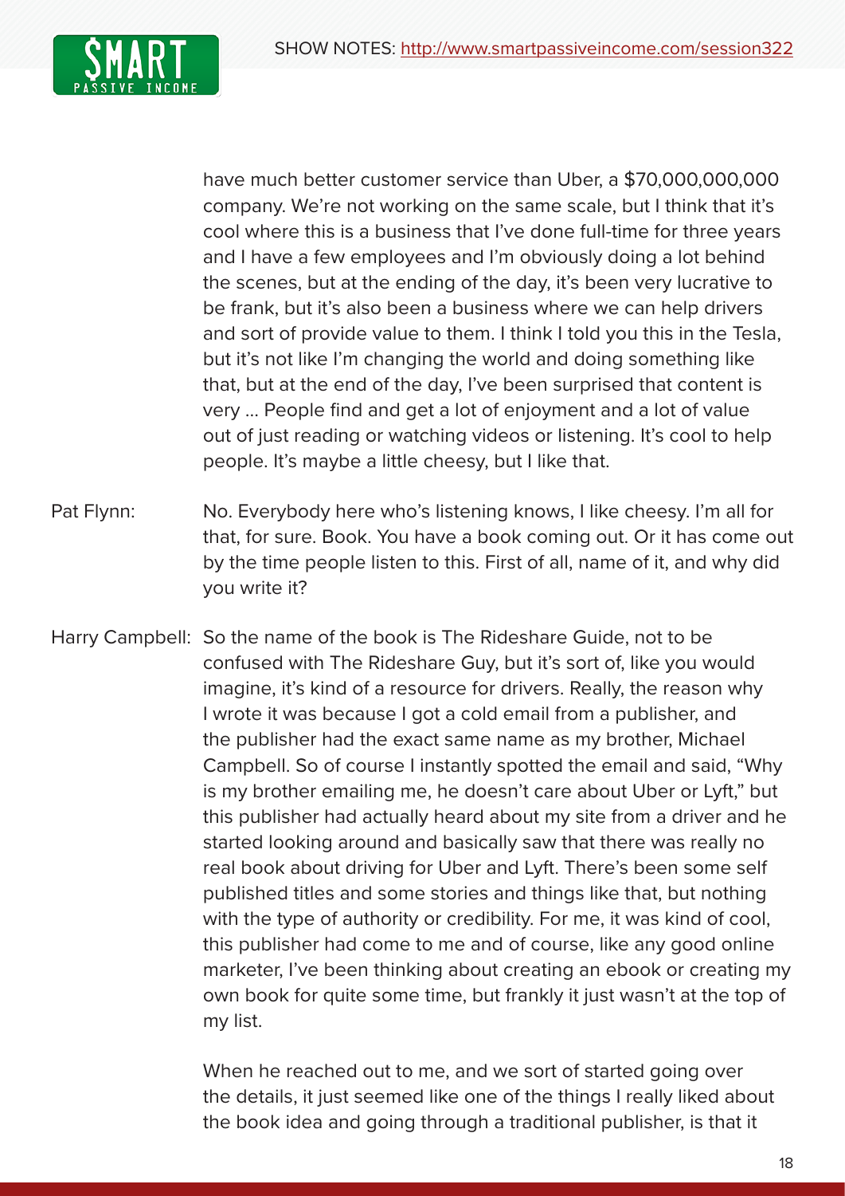have much better customer service than Uber, a $70,000,000,000 company. We're not working on the same scale, but I think that it's cool where this is a business that I've done full-time for three years and I have a few employees and I'm obviously doing a lot behind the scenes, but at the ending of the day, it's been very lucrative to be frank, but it's also been a business where we can help drivers and sort of provide value to them. I think I told you this in the Tesla, but it's not like I'm changing the world and doing something like that, but at the end of the day, I've been surprised that content is very ... People find and get a lot of enjoyment and a lot of value out of just reading or watching videos or listening. It's cool to help people. It's maybe a little cheesy, but I like that.

Pat Flynn: No. Everybody here who's listening knows, I like cheesy. I'm all for that, for sure. Book. You have a book coming out. Or it has come out by the time people listen to this. First of all, name of it, and why did you write it?

Harry Campbell: So the name of the book is The Rideshare Guide, not to be confused with The Rideshare Guy, but it's sort of, like you would imagine, it's kind of a resource for drivers. Really, the reason why I wrote it was because I got a cold email from a publisher, and the publisher had the exact same name as my brother, Michael Campbell. So of course I instantly spotted the email and said, "Why is my brother emailing me, he doesn't care about Uber or Lyft," but this publisher had actually heard about my site from a driver and he started looking around and basically saw that there was really no real book about driving for Uber and Lyft. There's been some self published titles and some stories and things like that, but nothing with the type of authority or credibility. For me, it was kind of cool, this publisher had come to me and of course, like any good online marketer, I've been thinking about creating an ebook or creating my own book for quite some time, but frankly it just wasn't at the top of my list.

When he reached out to me, and we sort of started going over the details, it just seemed like one of the things I really liked about the book idea and going through a traditional publisher, is that it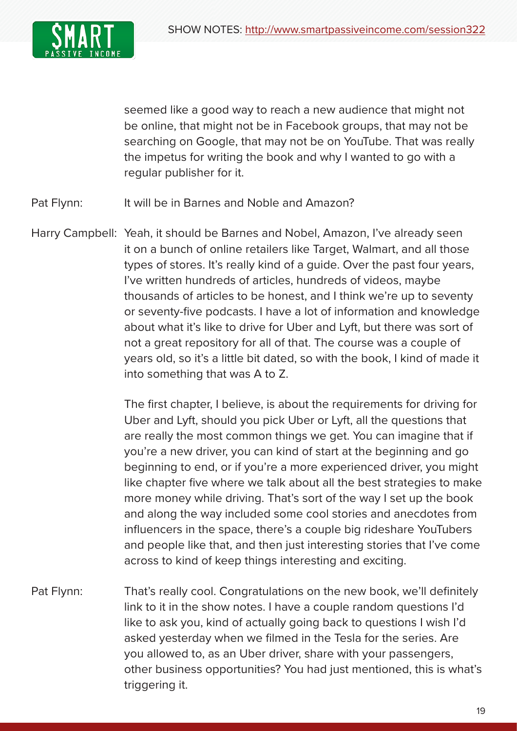seemed like a good way to reach a new audience that might not be online, that might not be in Facebook groups, that may not be searching on Google, that may not be on YouTube. That was really the impetus for writing the book and why I wanted to go with a regular publisher for it.

Pat Flynn: It will be in Barnes and Noble and Amazon?

Harry Campbell: Yeah, it should be Barnes and Nobel, Amazon, I've already seen it on a bunch of online retailers like Target, Walmart, and all those types of stores. It's really kind of a guide. Over the past four years, I've written hundreds of articles, hundreds of videos, maybe thousands of articles to be honest, and I think we're up to seventy or seventy-five podcasts. I have a lot of information and knowledge about what it's like to drive for Uber and Lyft, but there was sort of not a great repository for all of that. The course was a couple of years old, so it's a little bit dated, so with the book, I kind of made it into something that was A to Z.

The first chapter, I believe, is about the requirements for driving for Uber and Lyft, should you pick Uber or Lyft, all the questions that are really the most common things we get. You can imagine that if you're a new driver, you can kind of start at the beginning and go beginning to end, or if you're a more experienced driver, you might like chapter five where we talk about all the best strategies to make more money while driving. That's sort of the way I set up the book and along the way included some cool stories and anecdotes from influencers in the space, there's a couple big rideshare YouTubers and people like that, and then just interesting stories that I've come across to kind of keep things interesting and exciting.

Pat Flynn: That's really cool. Congratulations on the new book, we'll definitely link to it in the show notes. I have a couple random questions I'd like to ask you, kind of actually going back to questions I wish I'd asked yesterday when we filmed in the Tesla for the series. Are you allowed to, as an Uber driver, share with your passengers, other business opportunities? You had just mentioned, this is what's triggering it.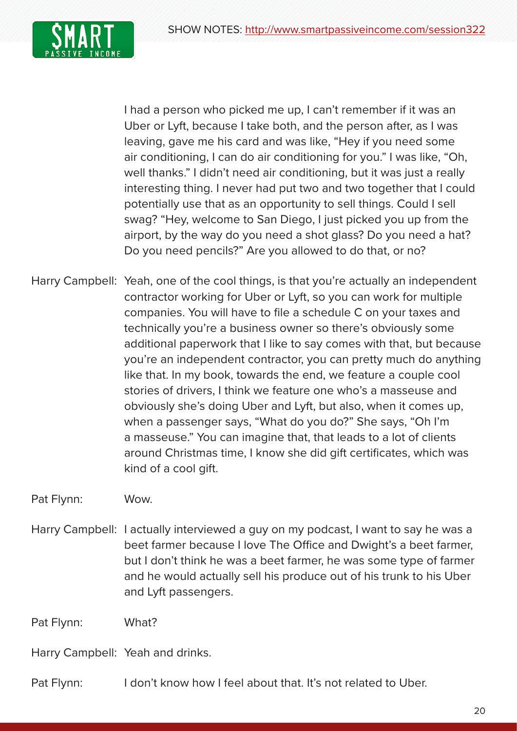I had a person who picked me up, I can't remember if it was an Uber or Lyft, because I take both, and the person after, as I was leaving, gave me his card and was like, "Hey if you need some air conditioning, I can do air conditioning for you." I was like, "Oh, well thanks." I didn't need air conditioning, but it was just a really interesting thing. I never had put two and two together that I could potentially use that as an opportunity to sell things. Could I sell swag? "Hey, welcome to San Diego, I just picked you up from the airport, by the way do you need a shot glass? Do you need a hat? Do you need pencils?" Are you allowed to do that, or no?

Harry Campbell: Yeah, one of the cool things, is that you're actually an independent contractor working for Uber or Lyft, so you can work for multiple companies. You will have to file a schedule C on your taxes and technically you're a business owner so there's obviously some additional paperwork that I like to say comes with that, but because you're an independent contractor, you can pretty much do anything like that. In my book, towards the end, we feature a couple cool stories of drivers, I think we feature one who's a masseuse and obviously she's doing Uber and Lyft, but also, when it comes up, when a passenger says, "What do you do?" She says, "Oh I'm a masseuse." You can imagine that, that leads to a lot of clients around Christmas time, I know she did gift certificates, which was kind of a cool gift.

Pat Flynn: Wow.

Harry Campbell: I actually interviewed a guy on my podcast, I want to say he was a beet farmer because I love The Office and Dwight's a beet farmer, but I don't think he was a beet farmer, he was some type of farmer and he would actually sell his produce out of his trunk to his Uber and Lyft passengers.

Pat Flynn: What?

Harry Campbell: Yeah and drinks.

Pat Flynn: I don't know how I feel about that. It's not related to Uber.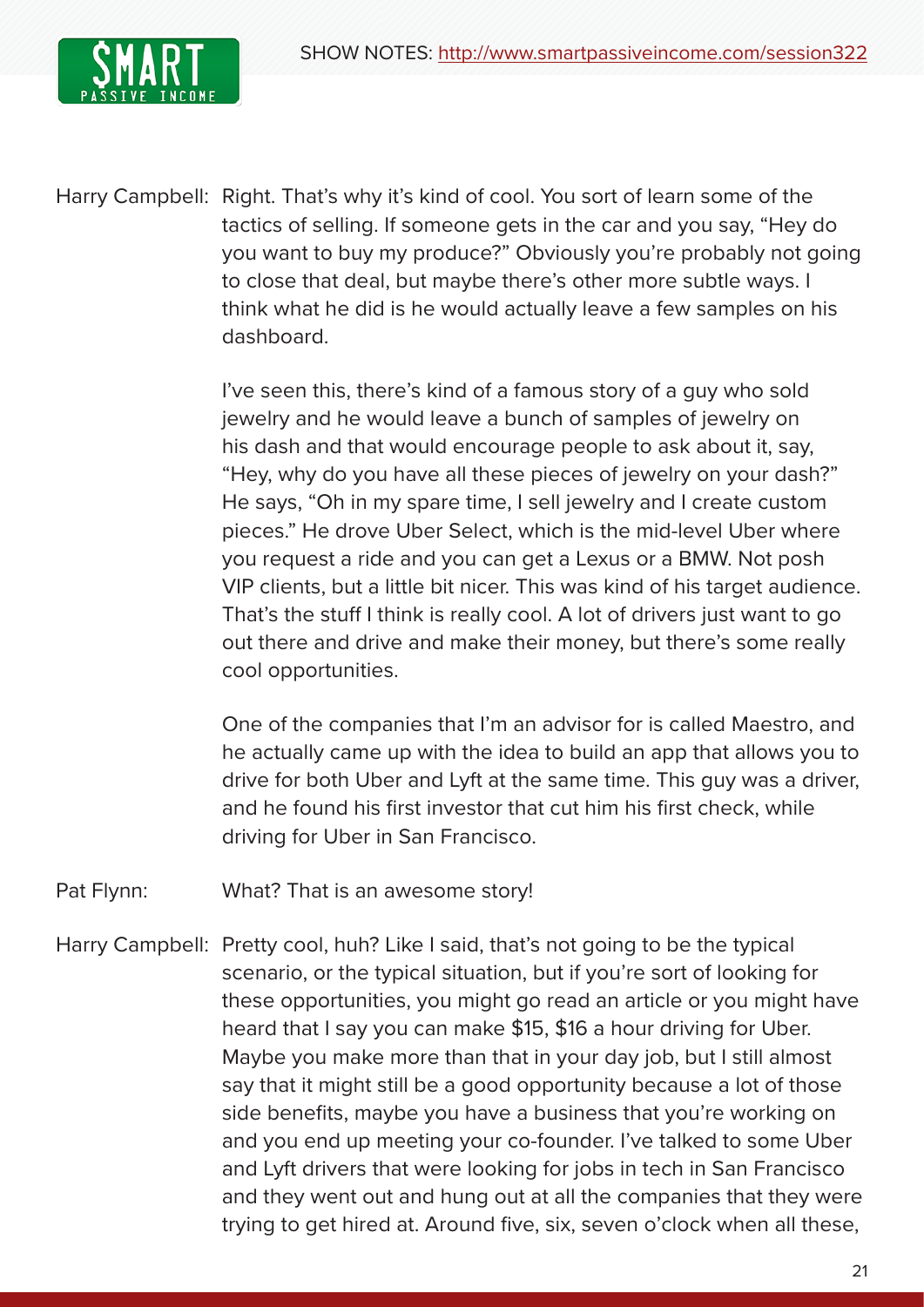Harry Campbell: Right. That's why it's kind of cool. You sort of learn some of the tactics of selling. If someone gets in the car and you say, "Hey do you want to buy my produce?" Obviously you're probably not going to close that deal, but maybe there's other more subtle ways. I think what he did is he would actually leave a few samples on his dashboard.

I've seen this, there's kind of a famous story of a guy who sold jewelry and he would leave a bunch of samples of jewelry on his dash and that would encourage people to ask about it, say, "Hey, why do you have all these pieces of jewelry on your dash?" He says, "Oh in my spare time, I sell jewelry and I create custom pieces." He drove Uber Select, which is the mid-level Uber where you request a ride and you can get a Lexus or a BMW. Not posh VIP clients, but a little bit nicer. This was kind of his target audience. That's the stuff I think is really cool. A lot of drivers just want to go out there and drive and make their money, but there's some really cool opportunities.

One of the companies that I'm an advisor for is called Maestro, and he actually came up with the idea to build an app that allows you to drive for both Uber and Lyft at the same time. This guy was a driver, and he found his first investor that cut him his first check, while driving for Uber in San Francisco.

Pat Flynn: What? That is an awesome story!

Harry Campbell: Pretty cool, huh? Like I said, that's not going to be the typical scenario, or the typical situation, but if you're sort of looking for these opportunities, you might go read an article or you might have heard that I say you can make $15, $16 a hour driving for Uber. Maybe you make more than that in your day job, but I still almost say that it might still be a good opportunity because a lot of those side benefits, maybe you have a business that you're working on and you end up meeting your co-founder. I've talked to some Uber and Lyft drivers that were looking for jobs in tech in San Francisco and they went out and hung out at all the companies that they were trying to get hired at. Around five, six, seven o'clock when all these,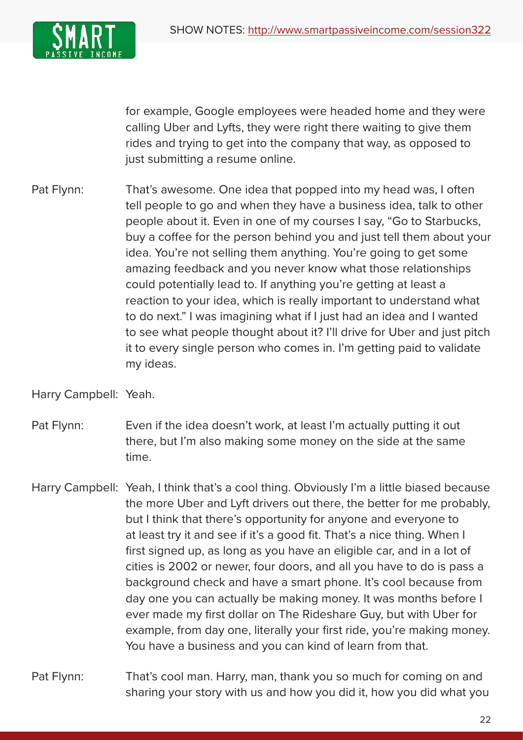for example, Google employees were headed home and they were calling Uber and Lyfts, they were right there waiting to give them rides and trying to get into the company that way, as opposed to just submitting a resume online.

Pat Flynn: That's awesome. One idea that popped into my head was, I often tell people to go and when they have a business idea, talk to other people about it. Even in one of my courses I say, "Go to Starbucks, buy a coffee for the person behind you and just tell them about your idea. You're not selling them anything. You're going to get some amazing feedback and you never know what those relationships could potentially lead to. If anything you're getting at least a reaction to your idea, which is really important to understand what to do next." I was imagining what if I just had an idea and I wanted to see what people thought about it? I'll drive for Uber and just pitch it to every single person who comes in. I'm getting paid to validate my ideas.

Harry Campbell: Yeah.

Pat Flynn: Even if the idea doesn't work, at least I'm actually putting it out there, but I'm also making some money on the side at the same time.

Harry Campbell: Yeah, I think that's a cool thing. Obviously I'm a little biased because the more Uber and Lyft drivers out there, the better for me probably, but I think that there's opportunity for anyone and everyone to at least try it and see if it's a good fit. That's a nice thing. When I first signed up, as long as you have an eligible car, and in a lot of cities is 2002 or newer, four doors, and all you have to do is pass a background check and have a smart phone. It's cool because from day one you can actually be making money. It was months before I ever made my first dollar on The Rideshare Guy, but with Uber for example, from day one, literally your first ride, you're making money. You have a business and you can kind of learn from that.

Pat Flynn: That's cool man. Harry, man, thank you so much for coming on and sharing your story with us and how you did it, how you did what you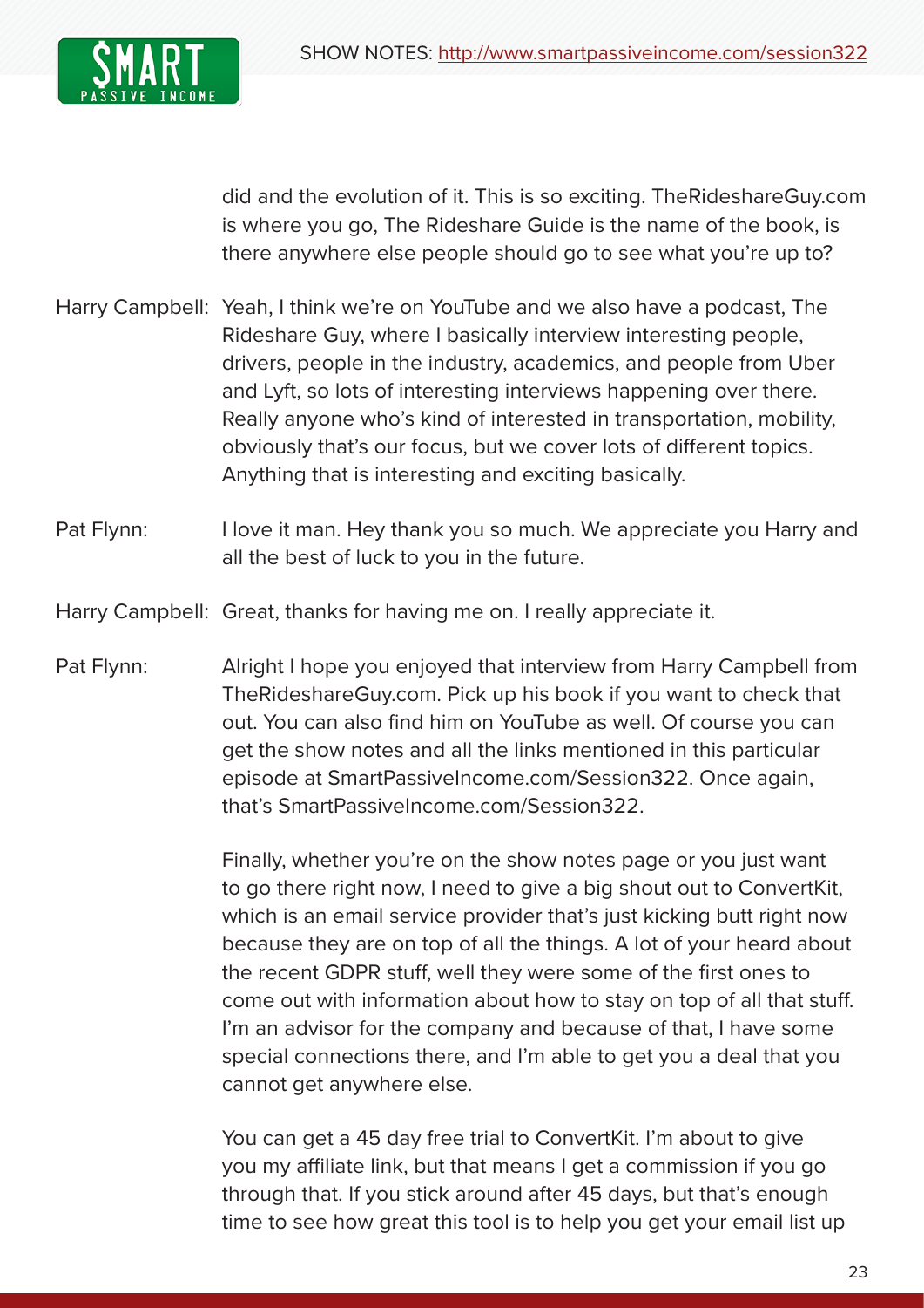did and the evolution of it. This is so exciting. TheRideshareGuy.com is where you go, The Rideshare Guide is the name of the book, is there anywhere else people should go to see what you're up to?

Harry Campbell: Yeah, I think we're on YouTube and we also have a podcast, The Rideshare Guy, where I basically interview interesting people, drivers, people in the industry, academics, and people from Uber and Lyft, so lots of interesting interviews happening over there. Really anyone who's kind of interested in transportation, mobility, obviously that's our focus, but we cover lots of different topics. Anything that is interesting and exciting basically.

Pat Flynn: I love it man. Hey thank you so much. We appreciate you Harry and all the best of luck to you in the future.

Harry Campbell: Great, thanks for having me on. I really appreciate it.

Pat Flynn: Alright I hope you enjoyed that interview from Harry Campbell from TheRideshareGuy.com. Pick up his book if you want to check that out. You can also find him on YouTube as well. Of course you can get the show notes and all the links mentioned in this particular episode at SmartPassiveIncome.com/Session322. Once again, that's SmartPassiveIncome.com/Session322.

Finally, whether you're on the show notes page or you just want to go there right now, I need to give a big shout out to ConvertKit, which is an email service provider that's just kicking butt right now because they are on top of all the things. A lot of your heard about the recent GDPR stuff, well they were some of the first ones to come out with information about how to stay on top of all that stuff. I'm an advisor for the company and because of that, I have some special connections there, and I'm able to get you a deal that you cannot get anywhere else.

You can get a 45 day free trial to ConvertKit. I'm about to give you my affiliate link, but that means I get a commission if you go through that. If you stick around after 45 days, but that's enough time to see how great this tool is to help you get your email list up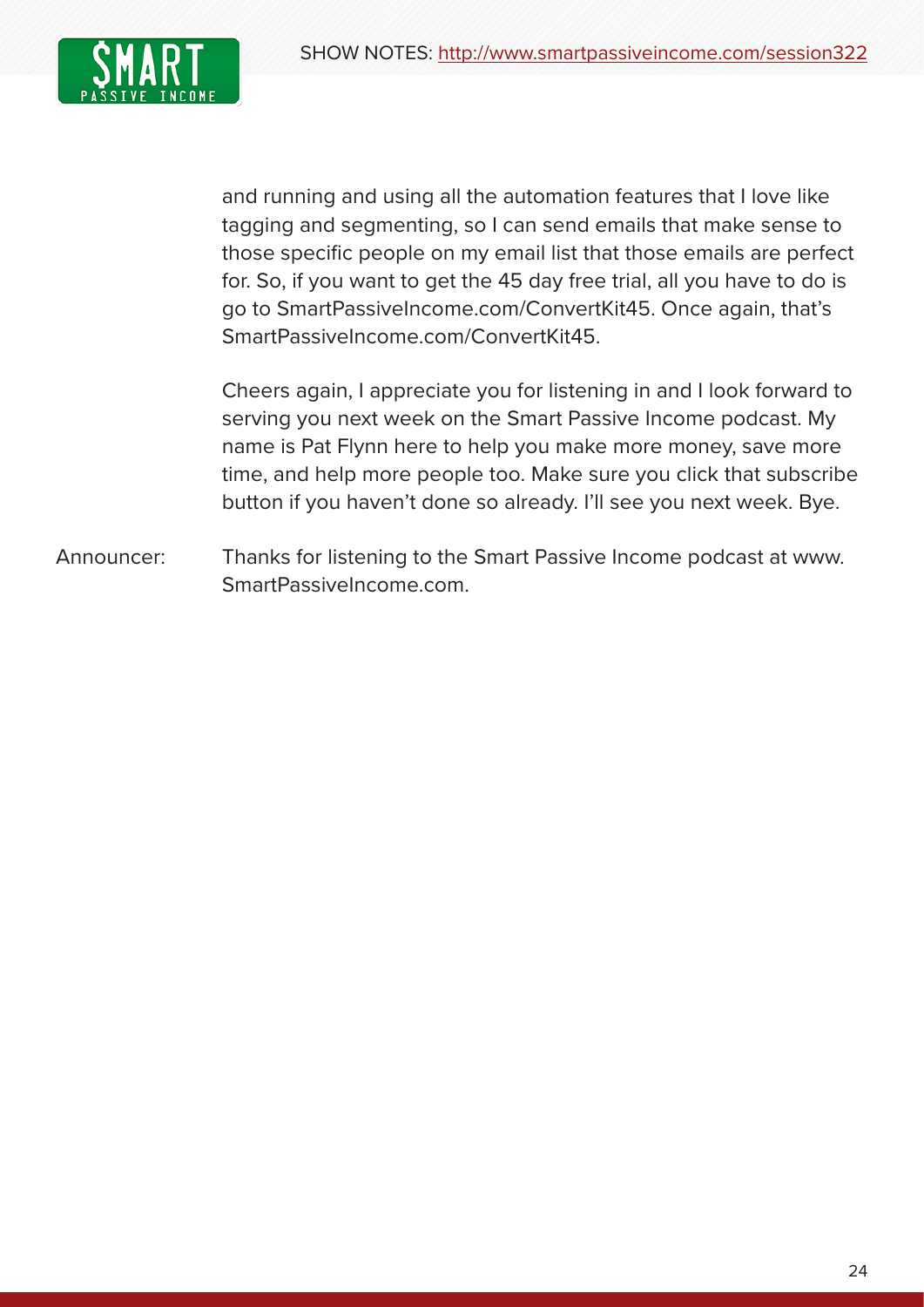and running and using all the automation features that I love like tagging and segmenting, so I can send emails that make sense to those specific people on my email list that those emails are perfect for. So, if you want to get the 45 day free trial, all you have to do is go to SmartPassiveIncome.com/ConvertKit45. Once again, that's SmartPassiveIncome.com/ConvertKit45.

Cheers again, I appreciate you for listening in and I look forward to serving you next week on the Smart Passive Income podcast. My name is Pat Flynn here to help you make more money, save more time, and help more people too. Make sure you click that subscribe button if you haven't done so already. I'll see you next week. Bye.

Announcer: Thanks for listening to the Smart Passive Income podcast at www.SmartPassiveIncome.com.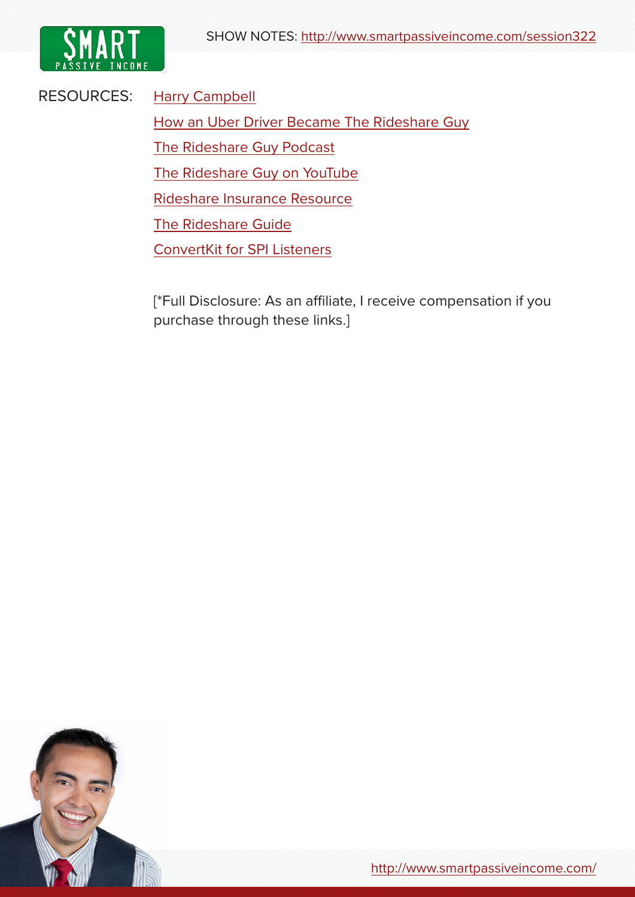RESOURCES:

- Harry Campbell
- How an Uber Driver Became The Rideshare Guy
- The Rideshare Guy Podcast
- The Rideshare Guy on YouTube
- Rideshare Insurance Resource
- The Rideshare Guide
- ConvertKit for SPI Listeners

[*Full Disclosure: As an affiliate, I receive compensation if you purchase through these links.]